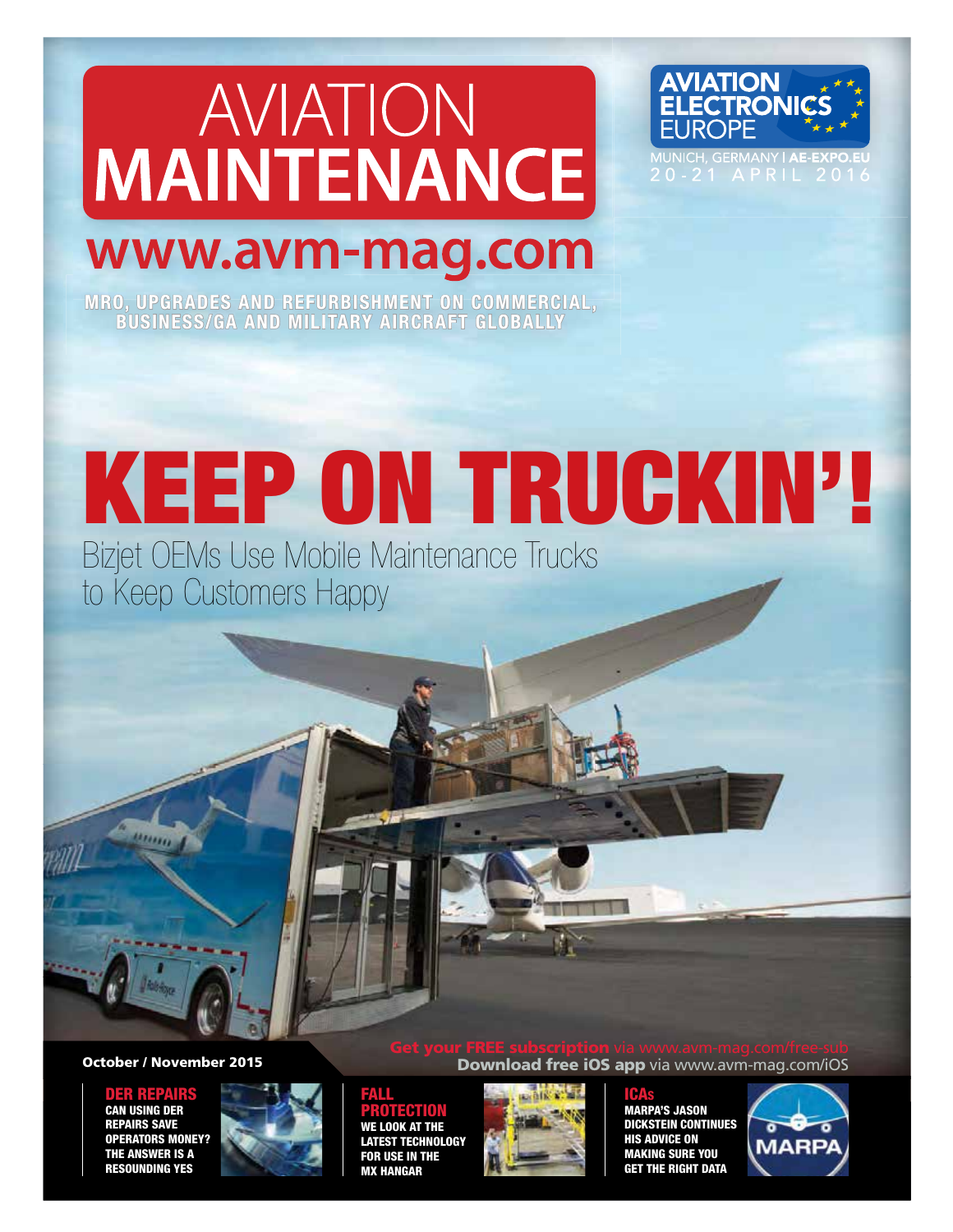# AVIATION MAINTENANCE

**www.avm-mag.com**

MRO, UPGRADES AND REFURBISHMENT ON COMMERCIAL, BUSINESS/GA AND MILITARY AIRCRAFT GLOBALLY

AVIATION ELECTRONICS EUROPE
MUNICH, GERMANY | AE-EXPO.EU
20-21 APRIL 2016

# KEEP ON TRUCKIN'!

## Bizjet OEMs Use Mobile Maintenance Trucks to Keep Customers Happy

**October / November 2015**

**Get your FREE subscription** via www.avm-mag.com/free-sub
**Download free iOS app** via www.avm-mag.com/iOS

### DER REPAIRS
CAN USING DER REPAIRS SAVE OPERATORS MONEY? THE ANSWER IS A RESOUNDING YES

### FALL PROTECTION
WE LOOK AT THE LATEST TECHNOLOGY FOR USE IN THE MX HANGAR

### ICAs
MARPA'S JASON DICKSTEIN CONTINUES HIS ADVICE ON MAKING SURE YOU GET THE RIGHT DATA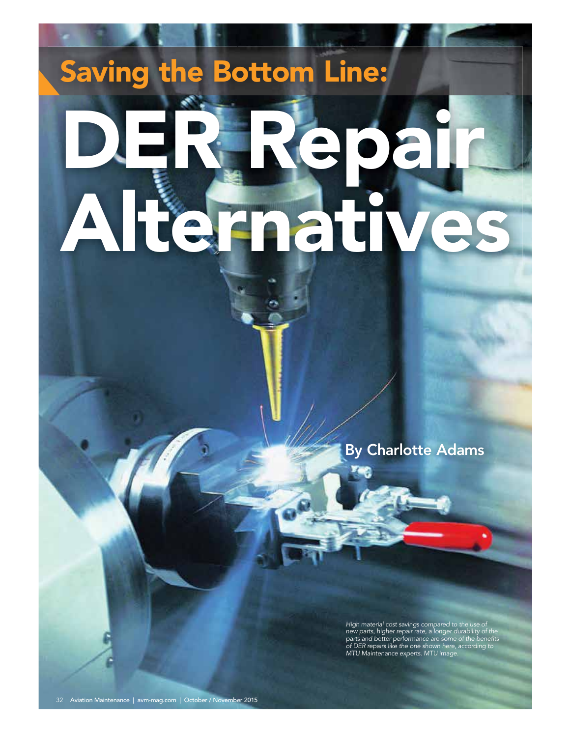## Saving the Bottom Line:

# DER Repair Alternatives

By Charlotte Adams

*High material cost savings compared to the use of new parts, higher repair rate, a longer durability of the parts and better performance are some of the benefits of DER repairs like the one shown here, according to MTU Maintenance experts. MTU image.*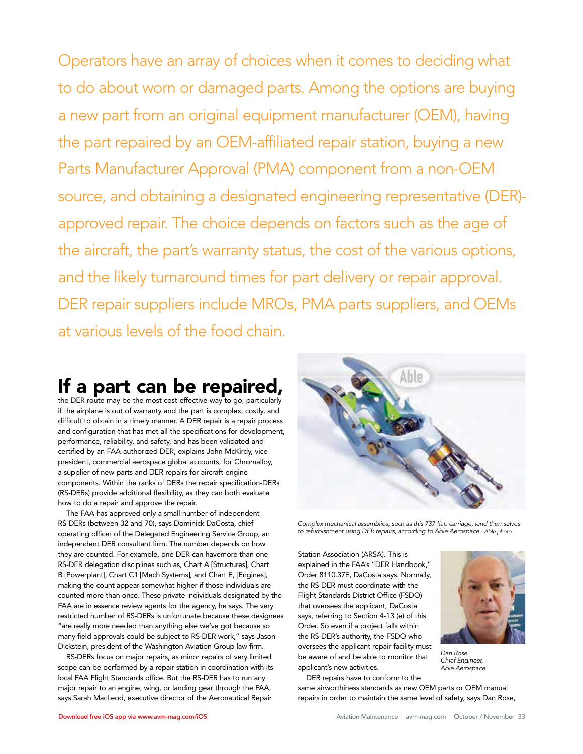Operators have an array of choices when it comes to deciding what to do about worn or damaged parts. Among the options are buying a new part from an original equipment manufacturer (OEM), having the part repaired by an OEM-affiliated repair station, buying a new Parts Manufacturer Approval (PMA) component from a non-OEM source, and obtaining a designated engineering representative (DER)-approved repair. The choice depends on factors such as the age of the aircraft, the part's warranty status, the cost of the various options, and the likely turnaround times for part delivery or repair approval. DER repair suppliers include MROs, PMA parts suppliers, and OEMs at various levels of the food chain.

**If a part can be repaired,** the DER route may be the most cost-effective way to go, particularly if the airplane is out of warranty and the part is complex, costly, and difficult to obtain in a timely manner. A DER repair is a repair process and configuration that has met all the specifications for development, performance, reliability, and safety, and has been validated and certified by an FAA-authorized DER, explains John McKirdy, vice president, commercial aerospace global accounts, for Chromalloy, a supplier of new parts and DER repairs for aircraft engine components. Within the ranks of DERs the repair specification-DERs (RS-DERs) provide additional flexibility, as they can both evaluate how to do a repair and approve the repair.

The FAA has approved only a small number of independent RS-DERs (between 32 and 70), says Dominick DaCosta, chief operating officer of the Delegated Engineering Service Group, an independent DER consultant firm. The number depends on how they are counted. For example, one DER can havemore than one RS-DER delegation disciplines such as, Chart A [Structures], Chart B [Powerplant], Chart C1 [Mech Systems], and Chart E, [Engines], making the count appear somewhat higher if those individuals are counted more than once. These private individuals designated by the FAA are in essence review agents for the agency, he says. The very restricted number of RS-DERs is unfortunate because these designees "are really more needed than anything else we've got because so many field approvals could be subject to RS-DER work," says Jason Dickstein, president of the Washington Aviation Group law firm.

RS-DERs focus on major repairs, as minor repairs of very limited scope can be performed by a repair station in coordination with its local FAA Flight Standards office. But the RS-DER has to run any major repair to an engine, wing, or landing gear through the FAA, says Sarah MacLeod, executive director of the Aeronautical Repair Station Association (ARSA). This is explained in the FAA's "DER Handbook," Order 8110.37E, DaCosta says. Normally, the RS-DER must coordinate with the Flight Standards District Office (FSDO) that oversees the applicant, DaCosta says, referring to Section 4-13 (e) of this Order. So even if a project falls within the RS-DER's authority, the FSDO who oversees the applicant repair facility must be aware of and be able to monitor that applicant's new activities.

*Complex mechanical assemblies, such as this 737 flap carriage, lend themselves to refurbishment using DER repairs, according to Able Aerospace. Able photo.*

*Dan Rose*
*Chief Engineer,*
*Able Aerospace*

DER repairs have to conform to the same airworthiness standards as new OEM parts or OEM manual repairs in order to maintain the same level of safety, says Dan Rose,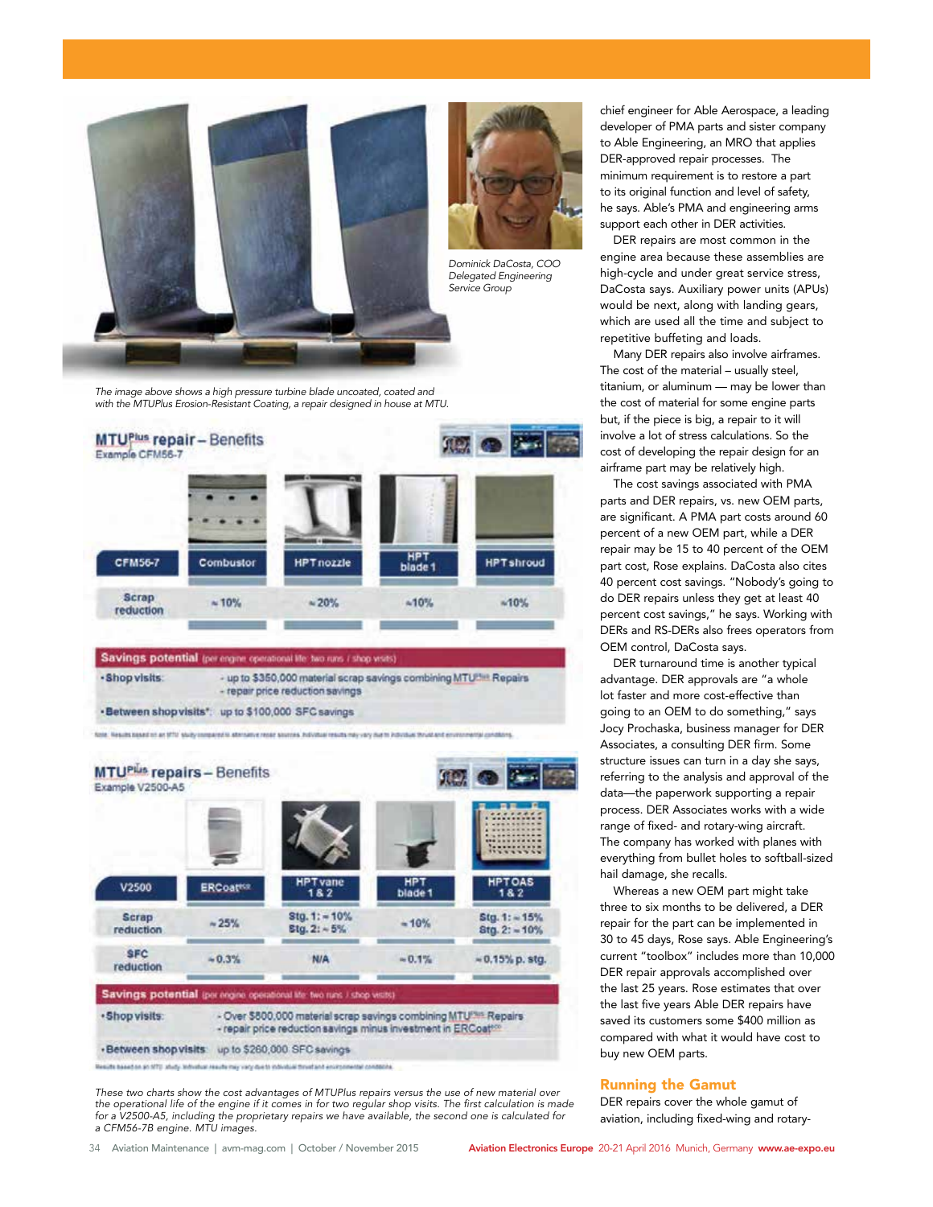*Dominick DaCosta, COO Delegated Engineering Service Group*

*The image above shows a high pressure turbine blade uncoated, coated and with the MTUPlus Erosion-Resistant Coating, a repair designed in house at MTU.*

**MTUPlus repair – Benefits**
Example CFM56-7

| CFM56-7 | Combustor | HPT nozzle | HPT blade 1 | HPT shroud |
|---|---|---|---|---|
| Scrap reduction | ≈ 10% | ≈ 20% | ≈10% | ≈10% |

**Savings potential** (per engine operational life: two runs / shop visits)

- **Shop visits:** - up to $350,000 material scrap savings combining MTUPlus Repairs - repair price reduction savings
- **Between shop visits\*:** up to $100,000 SFC savings

**MTUPlus repairs – Benefits**
Example V2500-A5

| V2500 | ERCoat | HPT vane 1 & 2 | HPT blade 1 | HPT OAS 1 & 2 |
|---|---|---|---|---|
| Scrap reduction | ≈ 25% | Stg. 1: ≈ 10% Stg. 2: ≈ 5% | ≈ 10% | Stg. 1: ≈ 15% Stg. 2: ≈ 10% |
| SFC reduction | ≈ 0.3% | N/A | ≈ 0.1% | ≈ 0.15% p. stg. |

**Savings potential** (per engine operational life: two runs / shop visits)

- **Shop visits:** - Over $800,000 material scrap savings combining MTUPlus Repairs - repair price reduction savings minus investment in ERCoat
- **Between shop visits:** up to $260,000 SFC savings

*These two charts show the cost advantages of MTUPlus repairs versus the use of new material over the operational life of the engine if it comes in for two regular shop visits. The first calculation is made for a V2500-A5, including the proprietary repairs we have available, the second one is calculated for a CFM56-7B engine. MTU images.*

chief engineer for Able Aerospace, a leading developer of PMA parts and sister company to Able Engineering, an MRO that applies DER-approved repair processes. The minimum requirement is to restore a part to its original function and level of safety, he says. Able's PMA and engineering arms support each other in DER activities.

DER repairs are most common in the engine area because these assemblies are high-cycle and under great service stress, DaCosta says. Auxiliary power units (APUs) would be next, along with landing gears, which are used all the time and subject to repetitive buffeting and loads.

Many DER repairs also involve airframes. The cost of the material – usually steel, titanium, or aluminum — may be lower than the cost of material for some engine parts but, if the piece is big, a repair to it will involve a lot of stress calculations. So the cost of developing the repair design for an airframe part may be relatively high.

The cost savings associated with PMA parts and DER repairs, vs. new OEM parts, are significant. A PMA part costs around 60 percent of a new OEM part, while a DER repair may be 15 to 40 percent of the OEM part cost, Rose explains. DaCosta also cites 40 percent cost savings. "Nobody's going to do DER repairs unless they get at least 40 percent cost savings," he says. Working with DERs and RS-DERs also frees operators from OEM control, DaCosta says.

DER turnaround time is another typical advantage. DER approvals are "a whole lot faster and more cost-effective than going to an OEM to do something," says Jocy Prochaska, business manager for DER Associates, a consulting DER firm. Some structure issues can turn in a day she says, referring to the analysis and approval of the data—the paperwork supporting a repair process. DER Associates works with a wide range of fixed- and rotary-wing aircraft. The company has worked with planes with everything from bullet holes to softball-sized hail damage, she recalls.

Whereas a new OEM part might take three to six months to be delivered, a DER repair for the part can be implemented in 30 to 45 days, Rose says. Able Engineering's current "toolbox" includes more than 10,000 DER repair approvals accomplished over the last 25 years. Rose estimates that over the last five years Able DER repairs have saved its customers some $400 million as compared with what it would have cost to buy new OEM parts.

## Running the Gamut

DER repairs cover the whole gamut of aviation, including fixed-wing and rotary-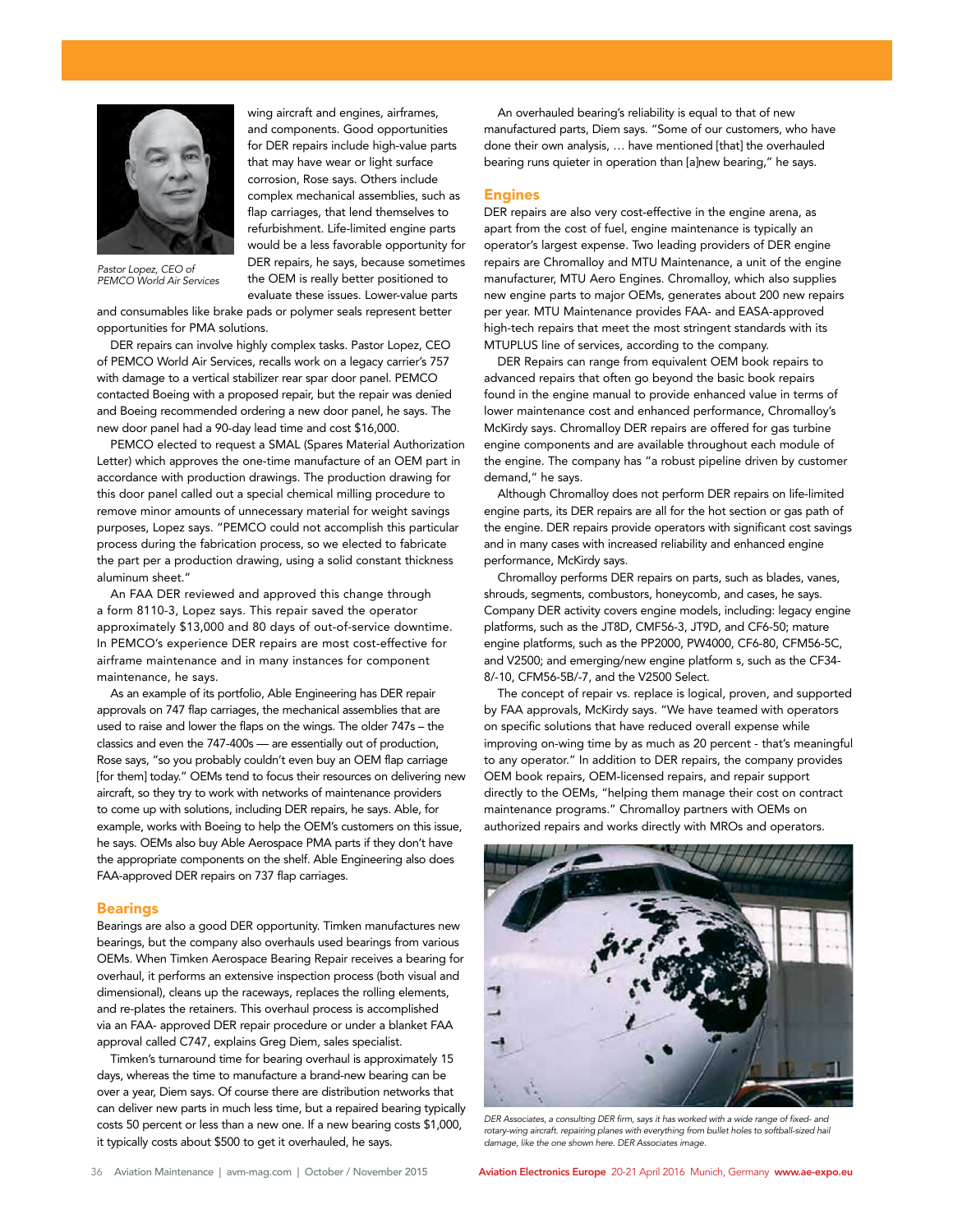Pastor Lopez, CEO of PEMCO World Air Services

wing aircraft and engines, airframes, and components. Good opportunities for DER repairs include high-value parts that may have wear or light surface corrosion, Rose says. Others include complex mechanical assemblies, such as flap carriages, that lend themselves to refurbishment. Life-limited engine parts would be a less favorable opportunity for DER repairs, he says, because sometimes the OEM is really better positioned to evaluate these issues. Lower-value parts and consumables like brake pads or polymer seals represent better opportunities for PMA solutions.

DER repairs can involve highly complex tasks. Pastor Lopez, CEO of PEMCO World Air Services, recalls work on a legacy carrier's 757 with damage to a vertical stabilizer rear spar door panel. PEMCO contacted Boeing with a proposed repair, but the repair was denied and Boeing recommended ordering a new door panel, he says. The new door panel had a 90-day lead time and cost $16,000.

PEMCO elected to request a SMAL (Spares Material Authorization Letter) which approves the one-time manufacture of an OEM part in accordance with production drawings. The production drawing for this door panel called out a special chemical milling procedure to remove minor amounts of unnecessary material for weight savings purposes, Lopez says. "PEMCO could not accomplish this particular process during the fabrication process, so we elected to fabricate the part per a production drawing, using a solid constant thickness aluminum sheet."

An FAA DER reviewed and approved this change through a form 8110-3, Lopez says. This repair saved the operator approximately $13,000 and 80 days of out-of-service downtime. In PEMCO's experience DER repairs are most cost-effective for airframe maintenance and in many instances for component maintenance, he says.

As an example of its portfolio, Able Engineering has DER repair approvals on 747 flap carriages, the mechanical assemblies that are used to raise and lower the flaps on the wings. The older 747s – the classics and even the 747-400s — are essentially out of production, Rose says, "so you probably couldn't even buy an OEM flap carriage [for them] today." OEMs tend to focus their resources on delivering new aircraft, so they try to work with networks of maintenance providers to come up with solutions, including DER repairs, he says. Able, for example, works with Boeing to help the OEM's customers on this issue, he says. OEMs also buy Able Aerospace PMA parts if they don't have the appropriate components on the shelf. Able Engineering also does FAA-approved DER repairs on 737 flap carriages.

## Bearings

Bearings are also a good DER opportunity. Timken manufactures new bearings, but the company also overhauls used bearings from various OEMs. When Timken Aerospace Bearing Repair receives a bearing for overhaul, it performs an extensive inspection process (both visual and dimensional), cleans up the raceways, replaces the rolling elements, and re-plates the retainers. This overhaul process is accomplished via an FAA- approved DER repair procedure or under a blanket FAA approval called C747, explains Greg Diem, sales specialist.

Timken's turnaround time for bearing overhaul is approximately 15 days, whereas the time to manufacture a brand-new bearing can be over a year, Diem says. Of course there are distribution networks that can deliver new parts in much less time, but a repaired bearing typically costs 50 percent or less than a new one. If a new bearing costs $1,000, it typically costs about $500 to get it overhauled, he says.

An overhauled bearing's reliability is equal to that of new manufactured parts, Diem says. "Some of our customers, who have done their own analysis, … have mentioned [that] the overhauled bearing runs quieter in operation than [a]new bearing," he says.

## Engines

DER repairs are also very cost-effective in the engine arena, as apart from the cost of fuel, engine maintenance is typically an operator's largest expense. Two leading providers of DER engine repairs are Chromalloy and MTU Maintenance, a unit of the engine manufacturer, MTU Aero Engines. Chromalloy, which also supplies new engine parts to major OEMs, generates about 200 new repairs per year. MTU Maintenance provides FAA- and EASA-approved high-tech repairs that meet the most stringent standards with its MTUPLUS line of services, according to the company.

DER Repairs can range from equivalent OEM book repairs to advanced repairs that often go beyond the basic book repairs found in the engine manual to provide enhanced value in terms of lower maintenance cost and enhanced performance, Chromalloy's McKirdy says. Chromalloy DER repairs are offered for gas turbine engine components and are available throughout each module of the engine. The company has "a robust pipeline driven by customer demand," he says.

Although Chromalloy does not perform DER repairs on life-limited engine parts, its DER repairs are all for the hot section or gas path of the engine. DER repairs provide operators with significant cost savings and in many cases with increased reliability and enhanced engine performance, McKirdy says.

Chromalloy performs DER repairs on parts, such as blades, vanes, shrouds, segments, combustors, honeycomb, and cases, he says. Company DER activity covers engine models, including: legacy engine platforms, such as the JT8D, CMF56-3, JT9D, and CF6-50; mature engine platforms, such as the PP2000, PW4000, CF6-80, CFM56-5C, and V2500; and emerging/new engine platform s, such as the CF34-8/-10, CFM56-5B/-7, and the V2500 Select.

The concept of repair vs. replace is logical, proven, and supported by FAA approvals, McKirdy says. "We have teamed with operators on specific solutions that have reduced overall expense while improving on-wing time by as much as 20 percent - that's meaningful to any operator." In addition to DER repairs, the company provides OEM book repairs, OEM-licensed repairs, and repair support directly to the OEMs, "helping them manage their cost on contract maintenance programs." Chromalloy partners with OEMs on authorized repairs and works directly with MROs and operators.

*DER Associates, a consulting DER firm, says it has worked with a wide range of fixed- and rotary-wing aircraft. repairing planes with everything from bullet holes to softball-sized hail damage, like the one shown here. DER Associates image.*

**Aviation Electronics Europe** 20-21 April 2016 Munich, Germany **www.ae-expo.eu**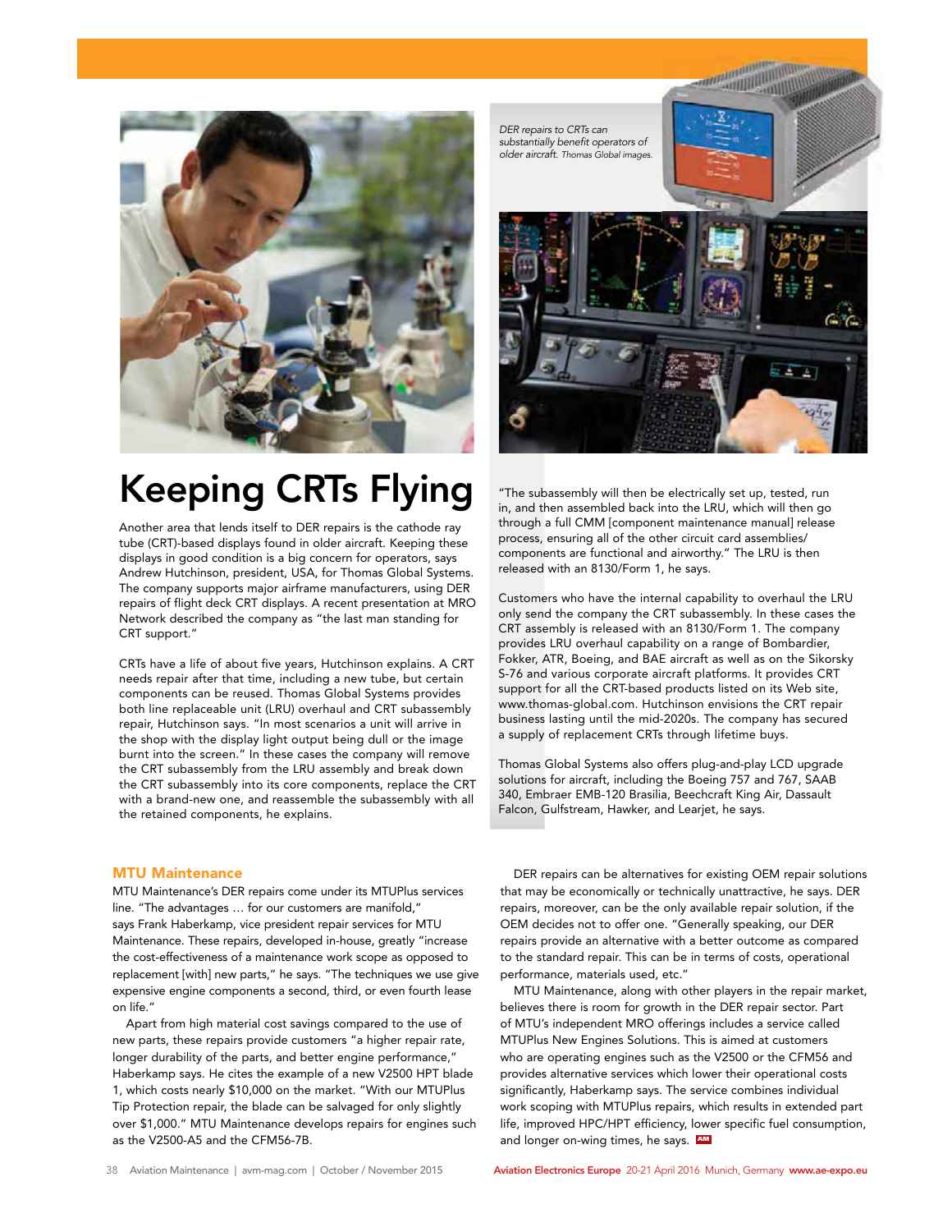DER repairs to CRTs can substantially benefit operators of older aircraft. *Thomas Global images.*

# Keeping CRTs Flying

Another area that lends itself to DER repairs is the cathode ray tube (CRT)-based displays found in older aircraft. Keeping these displays in good condition is a big concern for operators, says Andrew Hutchinson, president, USA, for Thomas Global Systems. The company supports major airframe manufacturers, using DER repairs of flight deck CRT displays. A recent presentation at MRO Network described the company as "the last man standing for CRT support."

CRTs have a life of about five years, Hutchinson explains. A CRT needs repair after that time, including a new tube, but certain components can be reused. Thomas Global Systems provides both line replaceable unit (LRU) overhaul and CRT subassembly repair, Hutchinson says. "In most scenarios a unit will arrive in the shop with the display light output being dull or the image burnt into the screen." In these cases the company will remove the CRT subassembly from the LRU assembly and break down the CRT subassembly into its core components, replace the CRT with a brand-new one, and reassemble the subassembly with all the retained components, he explains.

"The subassembly will then be electrically set up, tested, run in, and then assembled back into the LRU, which will then go through a full CMM [component maintenance manual] release process, ensuring all of the other circuit card assemblies/components are functional and airworthy." The LRU is then released with an 8130/Form 1, he says.

Customers who have the internal capability to overhaul the LRU only send the company the CRT subassembly. In these cases the CRT assembly is released with an 8130/Form 1. The company provides LRU overhaul capability on a range of Bombardier, Fokker, ATR, Boeing, and BAE aircraft as well as on the Sikorsky S-76 and various corporate aircraft platforms. It provides CRT support for all the CRT-based products listed on its Web site, www.thomas-global.com. Hutchinson envisions the CRT repair business lasting until the mid-2020s. The company has secured a supply of replacement CRTs through lifetime buys.

Thomas Global Systems also offers plug-and-play LCD upgrade solutions for aircraft, including the Boeing 757 and 767, SAAB 340, Embraer EMB-120 Brasilia, Beechcraft King Air, Dassault Falcon, Gulfstream, Hawker, and Learjet, he says.

## MTU Maintenance

MTU Maintenance's DER repairs come under its MTUPlus services line. "The advantages … for our customers are manifold," says Frank Haberkamp, vice president repair services for MTU Maintenance. These repairs, developed in-house, greatly "increase the cost-effectiveness of a maintenance work scope as opposed to replacement [with] new parts," he says. "The techniques we use give expensive engine components a second, third, or even fourth lease on life."

Apart from high material cost savings compared to the use of new parts, these repairs provide customers "a higher repair rate, longer durability of the parts, and better engine performance," Haberkamp says. He cites the example of a new V2500 HPT blade 1, which costs nearly $10,000 on the market. "With our MTUPlus Tip Protection repair, the blade can be salvaged for only slightly over $1,000." MTU Maintenance develops repairs for engines such as the V2500-A5 and the CFM56-7B.

DER repairs can be alternatives for existing OEM repair solutions that may be economically or technically unattractive, he says. DER repairs, moreover, can be the only available repair solution, if the OEM decides not to offer one. "Generally speaking, our DER repairs provide an alternative with a better outcome as compared to the standard repair. This can be in terms of costs, operational performance, materials used, etc."

MTU Maintenance, along with other players in the repair market, believes there is room for growth in the DER repair sector. Part of MTU's independent MRO offerings includes a service called MTUPlus New Engines Solutions. This is aimed at customers who are operating engines such as the V2500 or the CFM56 and provides alternative services which lower their operational costs significantly, Haberkamp says. The service combines individual work scoping with MTUPlus repairs, which results in extended part life, improved HPC/HPT efficiency, lower specific fuel consumption, and longer on-wing times, he says.

**Aviation Electronics Europe** 20-21 April 2016 Munich, Germany **www.ae-expo.eu**